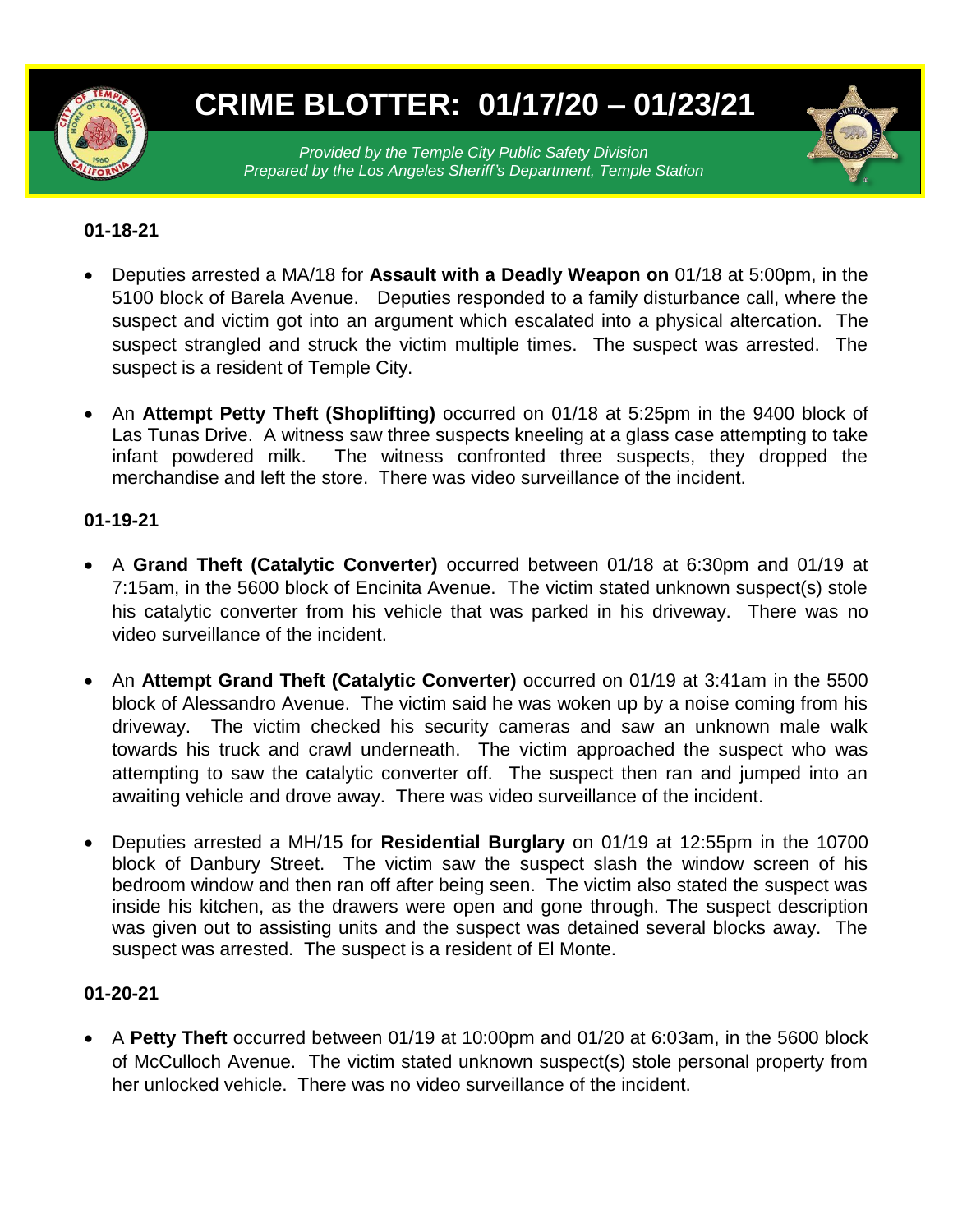# CRIME BLOTTER: 01/17/20 – 01/23/21

*Provided by the Temple City Public Safety Division*
*Prepared by the Los Angeles Sheriff's Department, Temple Station*

**01-18-21**

- Deputies arrested a MA/18 for **Assault with a Deadly Weapon on** 01/18 at 5:00pm, in the 5100 block of Barela Avenue. Deputies responded to a family disturbance call, where the suspect and victim got into an argument which escalated into a physical altercation. The suspect strangled and struck the victim multiple times. The suspect was arrested. The suspect is a resident of Temple City.

- An **Attempt Petty Theft (Shoplifting)** occurred on 01/18 at 5:25pm in the 9400 block of Las Tunas Drive. A witness saw three suspects kneeling at a glass case attempting to take infant powdered milk. The witness confronted three suspects, they dropped the merchandise and left the store. There was video surveillance of the incident.

**01-19-21**

- A **Grand Theft (Catalytic Converter)** occurred between 01/18 at 6:30pm and 01/19 at 7:15am, in the 5600 block of Encinita Avenue. The victim stated unknown suspect(s) stole his catalytic converter from his vehicle that was parked in his driveway. There was no video surveillance of the incident.

- An **Attempt Grand Theft (Catalytic Converter)** occurred on 01/19 at 3:41am in the 5500 block of Alessandro Avenue. The victim said he was woken up by a noise coming from his driveway. The victim checked his security cameras and saw an unknown male walk towards his truck and crawl underneath. The victim approached the suspect who was attempting to saw the catalytic converter off. The suspect then ran and jumped into an awaiting vehicle and drove away. There was video surveillance of the incident.

- Deputies arrested a MH/15 for **Residential Burglary** on 01/19 at 12:55pm in the 10700 block of Danbury Street. The victim saw the suspect slash the window screen of his bedroom window and then ran off after being seen. The victim also stated the suspect was inside his kitchen, as the drawers were open and gone through. The suspect description was given out to assisting units and the suspect was detained several blocks away. The suspect was arrested. The suspect is a resident of El Monte.

**01-20-21**

- A **Petty Theft** occurred between 01/19 at 10:00pm and 01/20 at 6:03am, in the 5600 block of McCulloch Avenue. The victim stated unknown suspect(s) stole personal property from her unlocked vehicle. There was no video surveillance of the incident.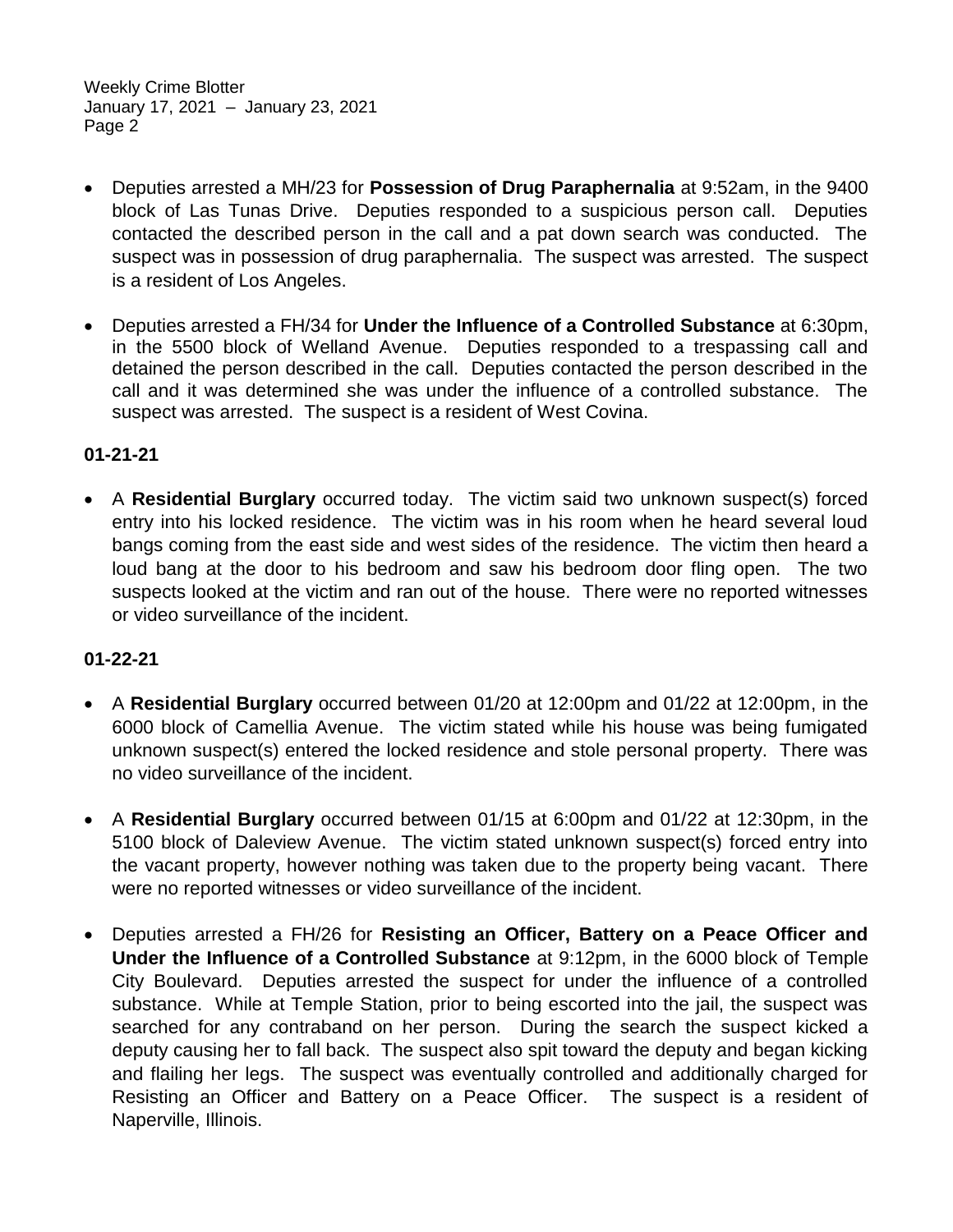- Deputies arrested a MH/23 for **Possession of Drug Paraphernalia** at 9:52am, in the 9400 block of Las Tunas Drive. Deputies responded to a suspicious person call. Deputies contacted the described person in the call and a pat down search was conducted. The suspect was in possession of drug paraphernalia. The suspect was arrested. The suspect is a resident of Los Angeles.

- Deputies arrested a FH/34 for **Under the Influence of a Controlled Substance** at 6:30pm, in the 5500 block of Welland Avenue. Deputies responded to a trespassing call and detained the person described in the call. Deputies contacted the person described in the call and it was determined she was under the influence of a controlled substance. The suspect was arrested. The suspect is a resident of West Covina.

**01-21-21**

- A **Residential Burglary** occurred today. The victim said two unknown suspect(s) forced entry into his locked residence. The victim was in his room when he heard several loud bangs coming from the east side and west sides of the residence. The victim then heard a loud bang at the door to his bedroom and saw his bedroom door fling open. The two suspects looked at the victim and ran out of the house. There were no reported witnesses or video surveillance of the incident.

**01-22-21**

- A **Residential Burglary** occurred between 01/20 at 12:00pm and 01/22 at 12:00pm, in the 6000 block of Camellia Avenue. The victim stated while his house was being fumigated unknown suspect(s) entered the locked residence and stole personal property. There was no video surveillance of the incident.

- A **Residential Burglary** occurred between 01/15 at 6:00pm and 01/22 at 12:30pm, in the 5100 block of Daleview Avenue. The victim stated unknown suspect(s) forced entry into the vacant property, however nothing was taken due to the property being vacant. There were no reported witnesses or video surveillance of the incident.

- Deputies arrested a FH/26 for **Resisting an Officer, Battery on a Peace Officer and Under the Influence of a Controlled Substance** at 9:12pm, in the 6000 block of Temple City Boulevard. Deputies arrested the suspect for under the influence of a controlled substance. While at Temple Station, prior to being escorted into the jail, the suspect was searched for any contraband on her person. During the search the suspect kicked a deputy causing her to fall back. The suspect also spit toward the deputy and began kicking and flailing her legs. The suspect was eventually controlled and additionally charged for Resisting an Officer and Battery on a Peace Officer. The suspect is a resident of Naperville, Illinois.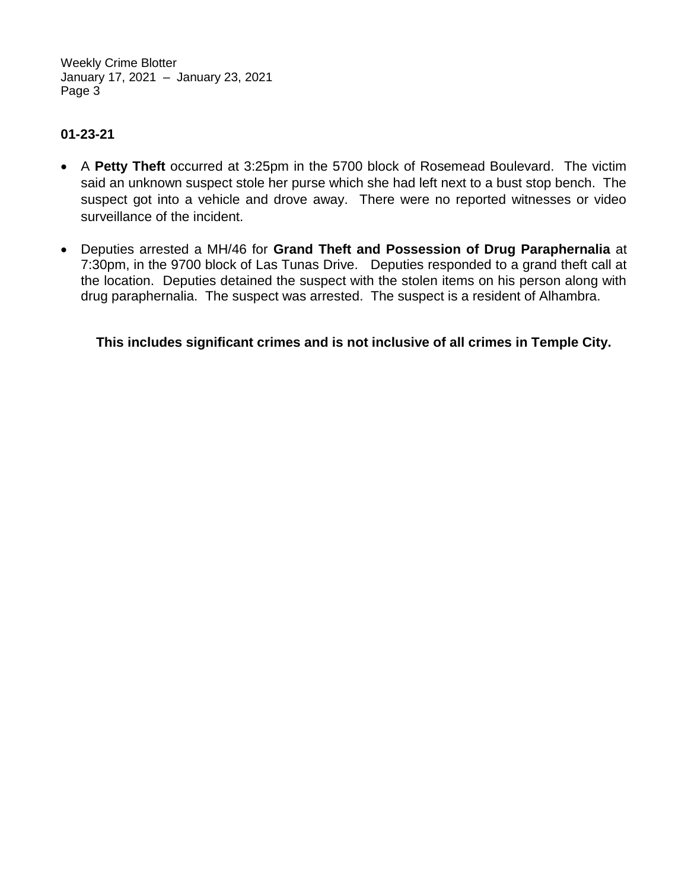**01-23-21**

- A **Petty Theft** occurred at 3:25pm in the 5700 block of Rosemead Boulevard. The victim said an unknown suspect stole her purse which she had left next to a bust stop bench. The suspect got into a vehicle and drove away. There were no reported witnesses or video surveillance of the incident.

- Deputies arrested a MH/46 for **Grand Theft and Possession of Drug Paraphernalia** at 7:30pm, in the 9700 block of Las Tunas Drive. Deputies responded to a grand theft call at the location. Deputies detained the suspect with the stolen items on his person along with drug paraphernalia. The suspect was arrested. The suspect is a resident of Alhambra.

**This includes significant crimes and is not inclusive of all crimes in Temple City.**